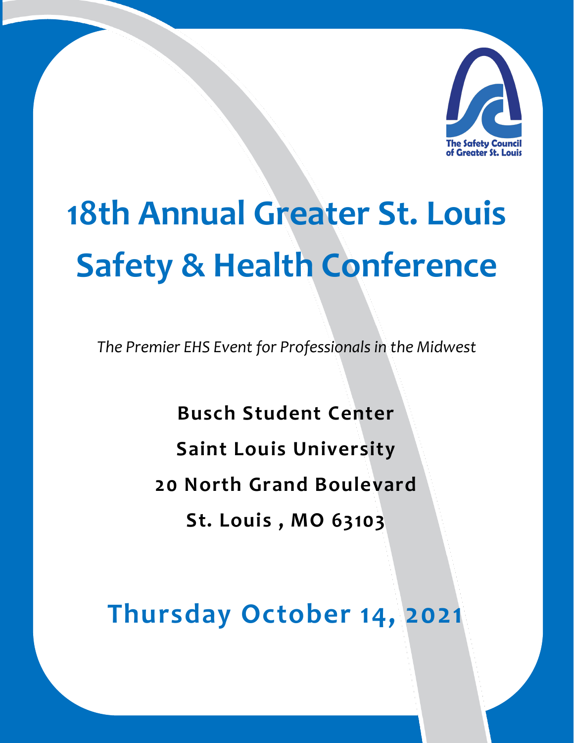The Safety Council of Greater St. Louis

# 18th Annual Greater St. Louis Safety & Health Conference

*The Premier EHS Event for Professionals in the Midwest*

**Busch Student Center**

**Saint Louis University**

**20 North Grand Boulevard**

**St. Louis , MO 63103**

## Thursday October 14, 2021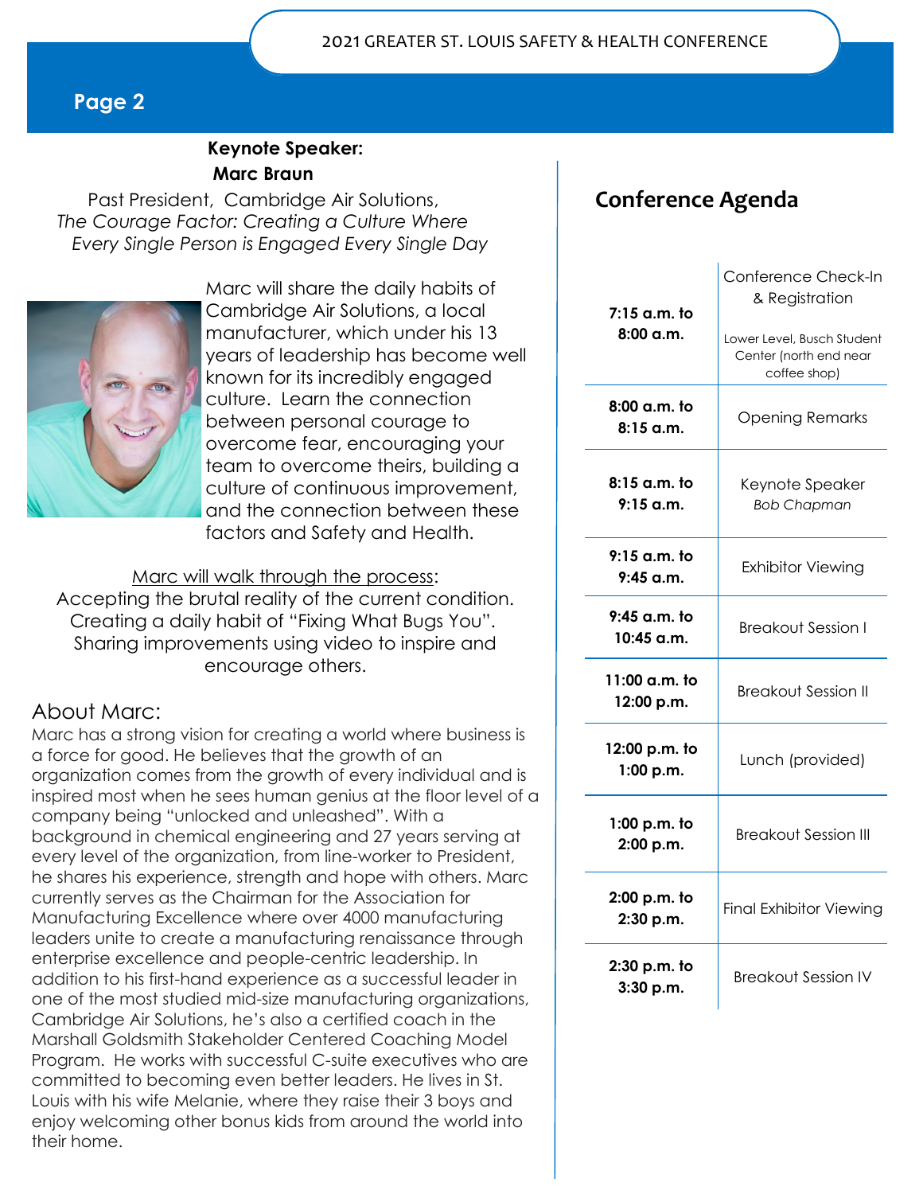## Page 2

**Keynote Speaker:**
**Marc Braun**

Past President, Cambridge Air Solutions,
*The Courage Factor: Creating a Culture Where Every Single Person is Engaged Every Single Day*

Marc will share the daily habits of Cambridge Air Solutions, a local manufacturer, which under his 13 years of leadership has become well known for its incredibly engaged culture. Learn the connection between personal courage to overcome fear, encouraging your team to overcome theirs, building a culture of continuous improvement, and the connection between these factors and Safety and Health.

Marc will walk through the process:
Accepting the brutal reality of the current condition.
Creating a daily habit of "Fixing What Bugs You".
Sharing improvements using video to inspire and encourage others.

### About Marc:

Marc has a strong vision for creating a world where business is a force for good. He believes that the growth of an organization comes from the growth of every individual and is inspired most when he sees human genius at the floor level of a company being "unlocked and unleashed". With a background in chemical engineering and 27 years serving at every level of the organization, from line-worker to President, he shares his experience, strength and hope with others. Marc currently serves as the Chairman for the Association for Manufacturing Excellence where over 4000 manufacturing leaders unite to create a manufacturing renaissance through enterprise excellence and people-centric leadership. In addition to his first-hand experience as a successful leader in one of the most studied mid-size manufacturing organizations, Cambridge Air Solutions, he's also a certified coach in the Marshall Goldsmith Stakeholder Centered Coaching Model Program. He works with successful C-suite executives who are committed to becoming even better leaders. He lives in St. Louis with his wife Melanie, where they raise their 3 boys and enjoy welcoming other bonus kids from around the world into their home.

## Conference Agenda

| Time | Event |
|---|---|
| **7:15 a.m. to 8:00 a.m.** | Conference Check-In & Registration<br>Lower Level, Busch Student Center (north end near coffee shop) |
| **8:00 a.m. to 8:15 a.m.** | Opening Remarks |
| **8:15 a.m. to 9:15 a.m.** | Keynote Speaker *Bob Chapman* |
| **9:15 a.m. to 9:45 a.m.** | Exhibitor Viewing |
| **9:45 a.m. to 10:45 a.m.** | Breakout Session I |
| **11:00 a.m. to 12:00 p.m.** | Breakout Session II |
| **12:00 p.m. to 1:00 p.m.** | Lunch (provided) |
| **1:00 p.m. to 2:00 p.m.** | Breakout Session III |
| **2:00 p.m. to 2:30 p.m.** | Final Exhibitor Viewing |
| **2:30 p.m. to 3:30 p.m.** | Breakout Session IV |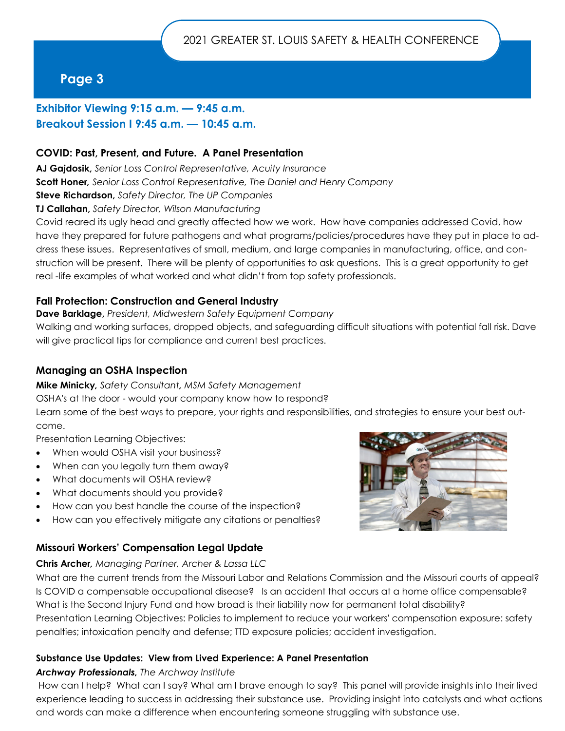## Page 3

### Exhibitor Viewing 9:15 a.m. — 9:45 a.m.
### Breakout Session I 9:45 a.m. — 10:45 a.m.

#### COVID: Past, Present, and Future. A Panel Presentation

**AJ Gajdosik,** *Senior Loss Control Representative, Acuity Insurance*
**Scott Honer,** *Senior Loss Control Representative, The Daniel and Henry Company*
**Steve Richardson,** *Safety Director, The UP Companies*
**TJ Callahan,** *Safety Director, Wilson Manufacturing*

Covid reared its ugly head and greatly affected how we work. How have companies addressed Covid, how have they prepared for future pathogens and what programs/policies/procedures have they put in place to address these issues. Representatives of small, medium, and large companies in manufacturing, office, and construction will be present. There will be plenty of opportunities to ask questions. This is a great opportunity to get real -life examples of what worked and what didn't from top safety professionals.

#### Fall Protection: Construction and General Industry

**Dave Barklage,** *President, Midwestern Safety Equipment Company*

Walking and working surfaces, dropped objects, and safeguarding difficult situations with potential fall risk. Dave will give practical tips for compliance and current best practices.

#### Managing an OSHA Inspection

**Mike Minicky,** *Safety Consultant, MSM Safety Management*

OSHA's at the door - would your company know how to respond?
Learn some of the best ways to prepare, your rights and responsibilities, and strategies to ensure your best outcome.

Presentation Learning Objectives:

- When would OSHA visit your business?
- When can you legally turn them away?
- What documents will OSHA review?
- What documents should you provide?
- How can you best handle the course of the inspection?
- How can you effectively mitigate any citations or penalties?

#### Missouri Workers' Compensation Legal Update

**Chris Archer,** *Managing Partner, Archer & Lassa LLC*

What are the current trends from the Missouri Labor and Relations Commission and the Missouri courts of appeal? Is COVID a compensable occupational disease? Is an accident that occurs at a home office compensable? What is the Second Injury Fund and how broad is their liability now for permanent total disability?
Presentation Learning Objectives: Policies to implement to reduce your workers' compensation exposure: safety penalties; intoxication penalty and defense; TTD exposure policies; accident investigation.

#### Substance Use Updates: View from Lived Experience: A Panel Presentation

***Archway Professionals,*** *The Archway Institute*

How can I help? What can I say? What am I brave enough to say? This panel will provide insights into their lived experience leading to success in addressing their substance use. Providing insight into catalysts and what actions and words can make a difference when encountering someone struggling with substance use.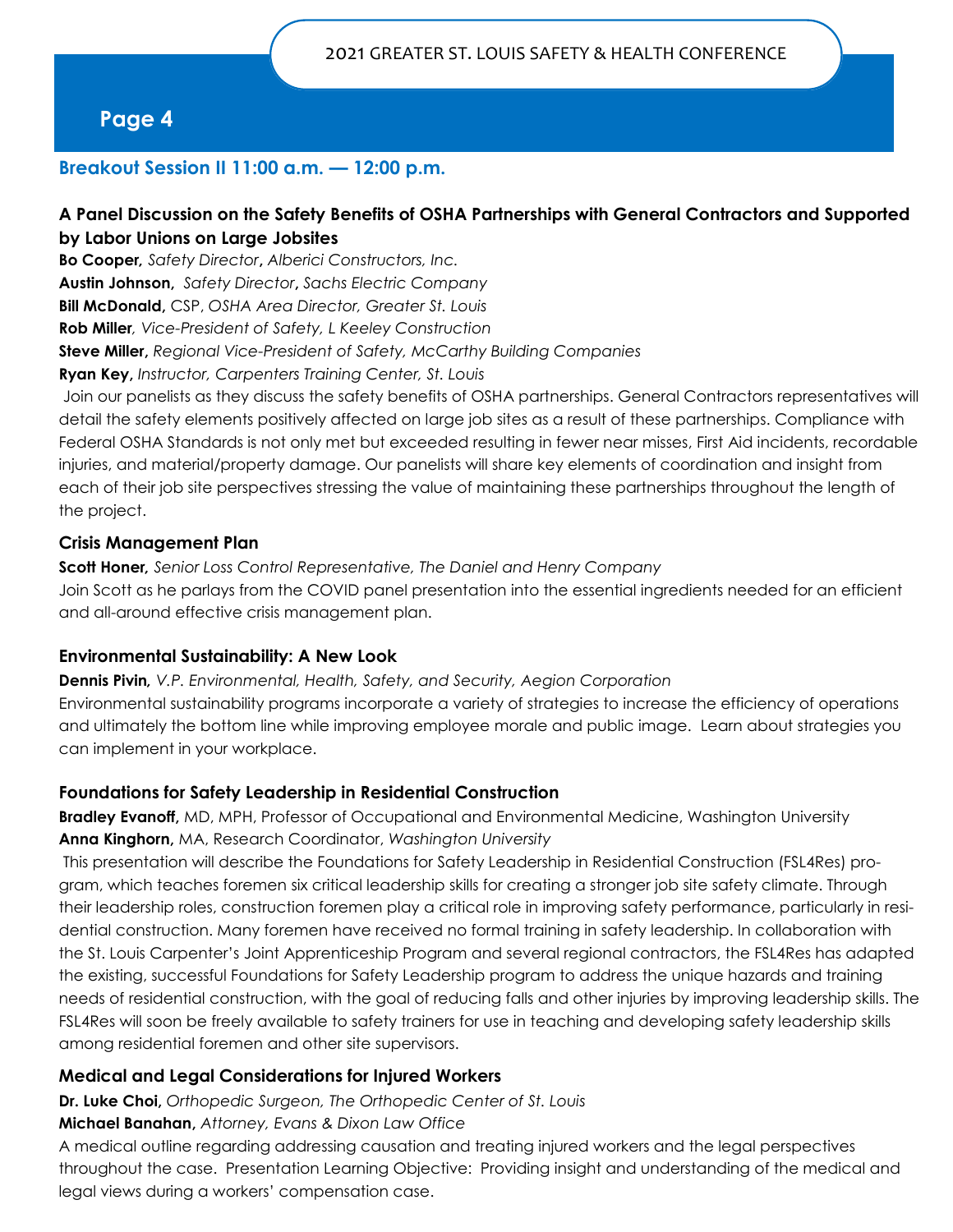## Breakout Session II 11:00 a.m. — 12:00 p.m.

### A Panel Discussion on the Safety Benefits of OSHA Partnerships with General Contractors and Supported by Labor Unions on Large Jobsites

**Bo Cooper,** *Safety Director*, *Alberici Constructors, Inc.*
**Austin Johnson,** *Safety Director*, *Sachs Electric Company*
**Bill McDonald,** CSP, *OSHA Area Director, Greater St. Louis*
**Rob Miller***, Vice-President of Safety, L Keeley Construction*
**Steve Miller,** *Regional Vice-President of Safety, McCarthy Building Companies*
**Ryan Key,** *Instructor, Carpenters Training Center, St. Louis*

Join our panelists as they discuss the safety benefits of OSHA partnerships. General Contractors representatives will detail the safety elements positively affected on large job sites as a result of these partnerships. Compliance with Federal OSHA Standards is not only met but exceeded resulting in fewer near misses, First Aid incidents, recordable injuries, and material/property damage. Our panelists will share key elements of coordination and insight from each of their job site perspectives stressing the value of maintaining these partnerships throughout the length of the project.

### Crisis Management Plan

**Scott Honer,** *Senior Loss Control Representative, The Daniel and Henry Company*

Join Scott as he parlays from the COVID panel presentation into the essential ingredients needed for an efficient and all-around effective crisis management plan.

### Environmental Sustainability: A New Look

**Dennis Pivin,** *V.P. Environmental, Health, Safety, and Security, Aegion Corporation*

Environmental sustainability programs incorporate a variety of strategies to increase the efficiency of operations and ultimately the bottom line while improving employee morale and public image. Learn about strategies you can implement in your workplace.

### Foundations for Safety Leadership in Residential Construction

**Bradley Evanoff,** MD, MPH, Professor of Occupational and Environmental Medicine, Washington University
**Anna Kinghorn,** MA, Research Coordinator, *Washington University*

This presentation will describe the Foundations for Safety Leadership in Residential Construction (FSL4Res) program, which teaches foremen six critical leadership skills for creating a stronger job site safety climate. Through their leadership roles, construction foremen play a critical role in improving safety performance, particularly in residential construction. Many foremen have received no formal training in safety leadership. In collaboration with the St. Louis Carpenter's Joint Apprenticeship Program and several regional contractors, the FSL4Res has adapted the existing, successful Foundations for Safety Leadership program to address the unique hazards and training needs of residential construction, with the goal of reducing falls and other injuries by improving leadership skills. The FSL4Res will soon be freely available to safety trainers for use in teaching and developing safety leadership skills among residential foremen and other site supervisors.

### Medical and Legal Considerations for Injured Workers

**Dr. Luke Choi,** *Orthopedic Surgeon, The Orthopedic Center of St. Louis*
**Michael Banahan,** *Attorney, Evans & Dixon Law Office*

A medical outline regarding addressing causation and treating injured workers and the legal perspectives throughout the case. Presentation Learning Objective: Providing insight and understanding of the medical and legal views during a workers' compensation case.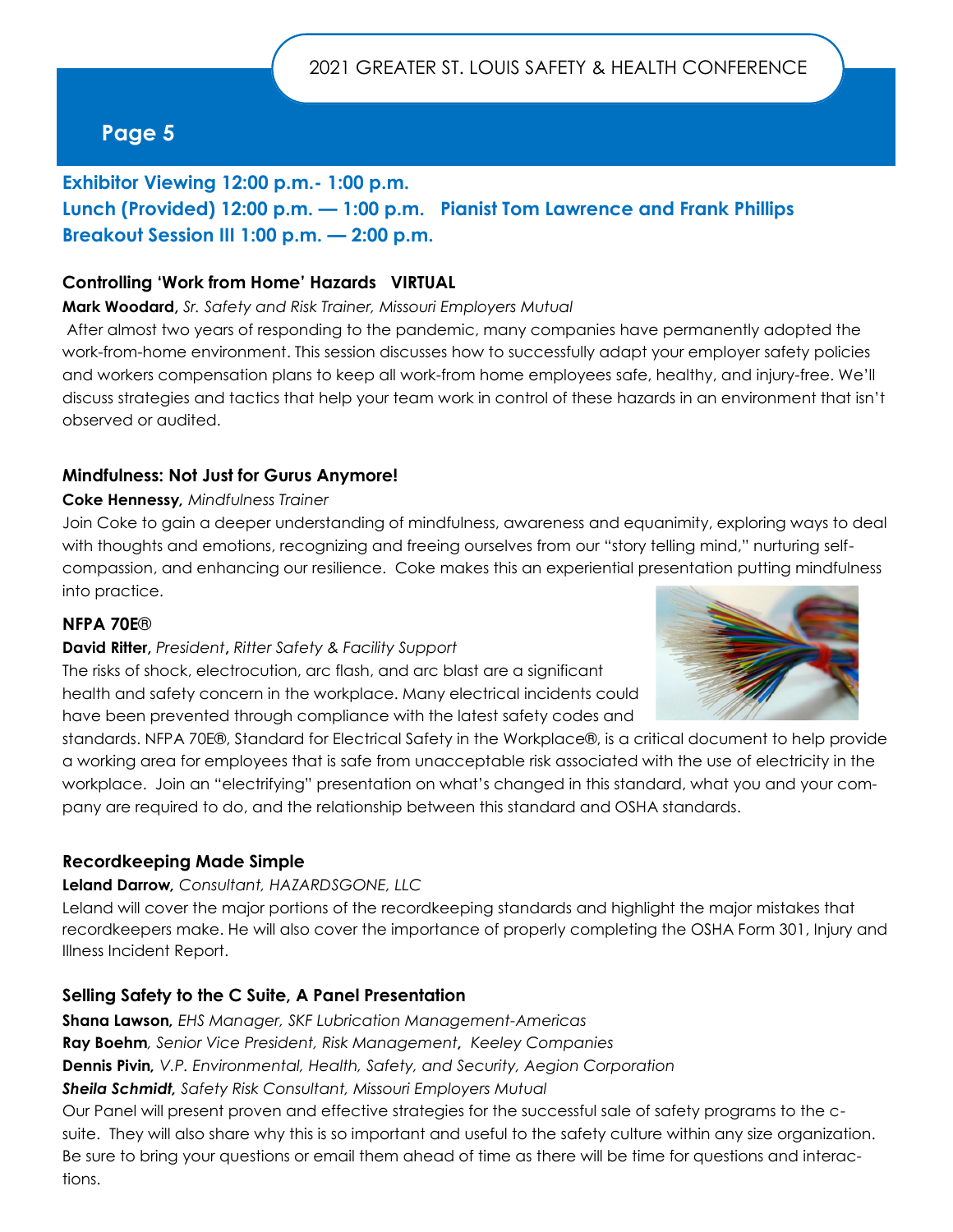**Exhibitor Viewing 12:00 p.m.- 1:00 p.m.**
**Lunch (Provided) 12:00 p.m. — 1:00 p.m. Pianist Tom Lawrence and Frank Phillips**
**Breakout Session III 1:00 p.m. — 2:00 p.m.**

### Controlling 'Work from Home' Hazards VIRTUAL

**Mark Woodard,** *Sr. Safety and Risk Trainer, Missouri Employers Mutual*

After almost two years of responding to the pandemic, many companies have permanently adopted the work-from-home environment. This session discusses how to successfully adapt your employer safety policies and workers compensation plans to keep all work-from home employees safe, healthy, and injury-free. We'll discuss strategies and tactics that help your team work in control of these hazards in an environment that isn't observed or audited.

### Mindfulness: Not Just for Gurus Anymore!

**Coke Hennessy,** *Mindfulness Trainer*

Join Coke to gain a deeper understanding of mindfulness, awareness and equanimity, exploring ways to deal with thoughts and emotions, recognizing and freeing ourselves from our "story telling mind," nurturing self-compassion, and enhancing our resilience. Coke makes this an experiential presentation putting mindfulness into practice.

### NFPA 70E®

**David Ritter,** *President***,** *Ritter Safety & Facility Support*

The risks of shock, electrocution, arc flash, and arc blast are a significant health and safety concern in the workplace. Many electrical incidents could have been prevented through compliance with the latest safety codes and standards. NFPA 70E®, Standard for Electrical Safety in the Workplace®, is a critical document to help provide a working area for employees that is safe from unacceptable risk associated with the use of electricity in the workplace. Join an "electrifying" presentation on what's changed in this standard, what you and your company are required to do, and the relationship between this standard and OSHA standards.

### Recordkeeping Made Simple

**Leland Darrow,** *Consultant, HAZARDSGONE, LLC*

Leland will cover the major portions of the recordkeeping standards and highlight the major mistakes that recordkeepers make. He will also cover the importance of properly completing the OSHA Form 301, Injury and Illness Incident Report.

### Selling Safety to the C Suite, A Panel Presentation

**Shana Lawson,** *EHS Manager, SKF Lubrication Management-Americas*
**Ray Boehm***, Senior Vice President, Risk Management***,** *Keeley Companies*
**Dennis Pivin,** *V.P. Environmental, Health, Safety, and Security, Aegion Corporation*
***Sheila Schmidt,*** *Safety Risk Consultant, Missouri Employers Mutual*

Our Panel will present proven and effective strategies for the successful sale of safety programs to the c-suite. They will also share why this is so important and useful to the safety culture within any size organization. Be sure to bring your questions or email them ahead of time as there will be time for questions and interactions.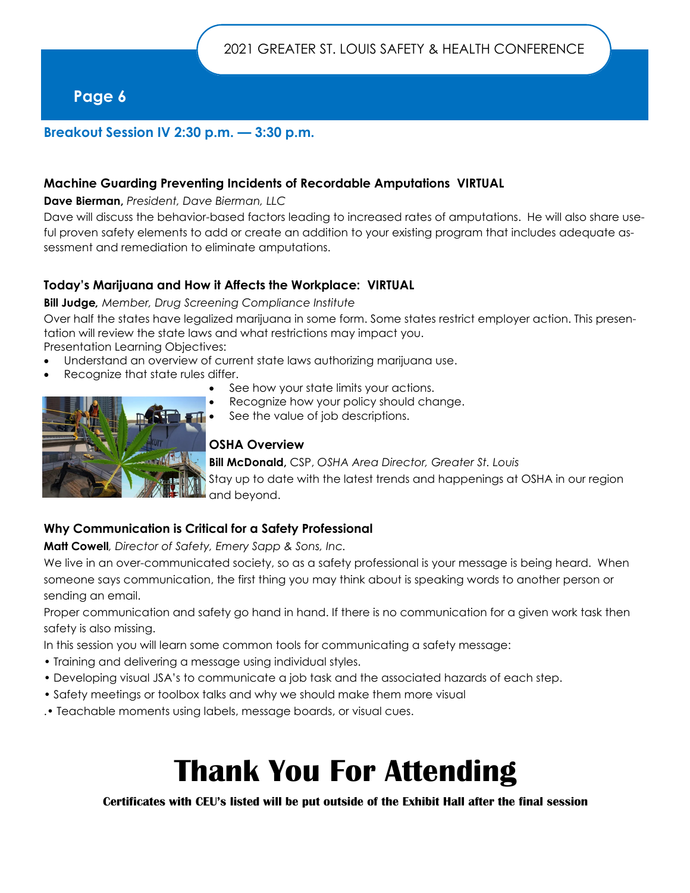## Breakout Session IV 2:30 p.m. — 3:30 p.m.

### Machine Guarding Preventing Incidents of Recordable Amputations VIRTUAL

**Dave Bierman,** *President, Dave Bierman, LLC*

Dave will discuss the behavior-based factors leading to increased rates of amputations. He will also share useful proven safety elements to add or create an addition to your existing program that includes adequate assessment and remediation to eliminate amputations.

### Today's Marijuana and How it Affects the Workplace: VIRTUAL

**Bill Judge,** *Member, Drug Screening Compliance Institute*

Over half the states have legalized marijuana in some form. Some states restrict employer action. This presentation will review the state laws and what restrictions may impact you.

Presentation Learning Objectives:

- Understand an overview of current state laws authorizing marijuana use.
- Recognize that state rules differ.
- See how your state limits your actions.
- Recognize how your policy should change.
- See the value of job descriptions.

### OSHA Overview

**Bill McDonald,** CSP, *OSHA Area Director, Greater St. Louis*

Stay up to date with the latest trends and happenings at OSHA in our region and beyond.

### Why Communication is Critical for a Safety Professional

**Matt Cowell***, Director of Safety, Emery Sapp & Sons, Inc.*

We live in an over-communicated society, so as a safety professional is your message is being heard. When someone says communication, the first thing you may think about is speaking words to another person or sending an email.

Proper communication and safety go hand in hand. If there is no communication for a given work task then safety is also missing.

In this session you will learn some common tools for communicating a safety message:

- Training and delivering a message using individual styles.
- Developing visual JSA's to communicate a job task and the associated hazards of each step.
- Safety meetings or toolbox talks and why we should make them more visual
- Teachable moments using labels, message boards, or visual cues.

# Thank You For Attending

**Certificates with CEU's listed will be put outside of the Exhibit Hall after the final session**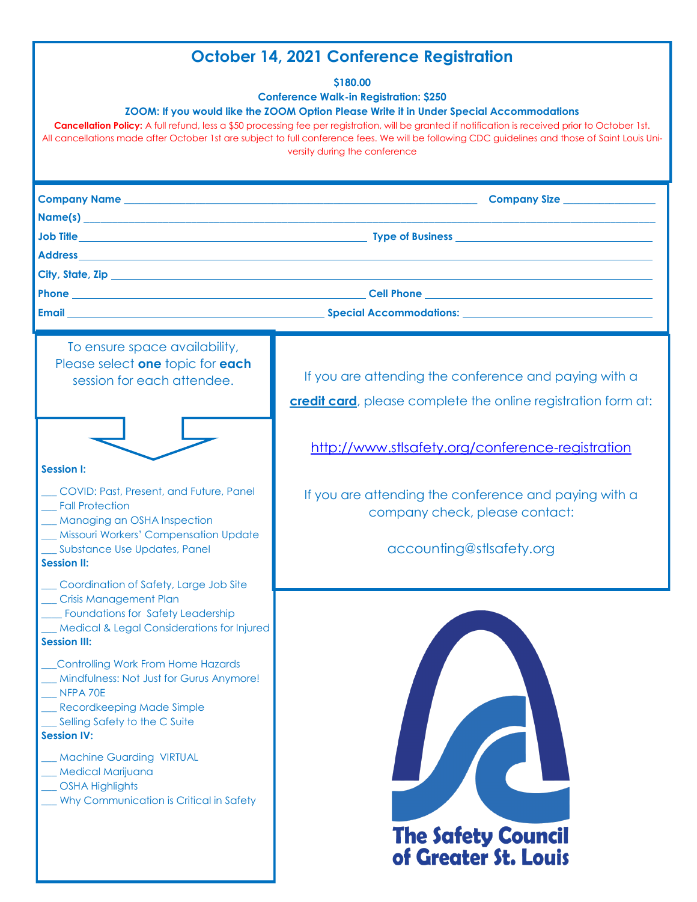# October 14, 2021 Conference Registration

**$180.00**

**Conference Walk-in Registration: $250**

**ZOOM: If you would like the ZOOM Option Please Write it in Under Special Accommodations**

**Cancellation Policy:** A full refund, less a $50 processing fee per registration, will be granted if notification is received prior to October 1st. All cancellations made after October 1st are subject to full conference fees. We will be following CDC guidelines and those of Saint Louis University during the conference

**Company Name** ______________________________ **Company Size** ______________

**Name(s)** ______________________________

**Job Title** ______________________________ **Type of Business** ______________

**Address** ______________________________

**City, State, Zip** ______________________________

**Phone** ______________________________ **Cell Phone** ______________

**Email** ______________________________ **Special Accommodations:** ______________

To ensure space availability, Please select **one** topic for **each** session for each attendee.

**Session I:**

___ COVID: Past, Present, and Future, Panel
___ Fall Protection
___ Managing an OSHA Inspection
___ Missouri Workers' Compensation Update
___ Substance Use Updates, Panel

**Session II:**

___ Coordination of Safety, Large Job Site
___ Crisis Management Plan
____ Foundations for Safety Leadership
___ Medical & Legal Considerations for Injured

**Session III:**

___Controlling Work From Home Hazards
___ Mindfulness: Not Just for Gurus Anymore!
___ NFPA 70E
___ Recordkeeping Made Simple
___ Selling Safety to the C Suite

**Session IV:**

___ Machine Guarding VIRTUAL
___ Medical Marijuana
___ OSHA Highlights
___ Why Communication is Critical in Safety

If you are attending the conference and paying with a **credit card**, please complete the online registration form at:

http://www.stlsafety.org/conference-registration

If you are attending the conference and paying with a company check, please contact:

accounting@stlsafety.org

The Safety Council of Greater St. Louis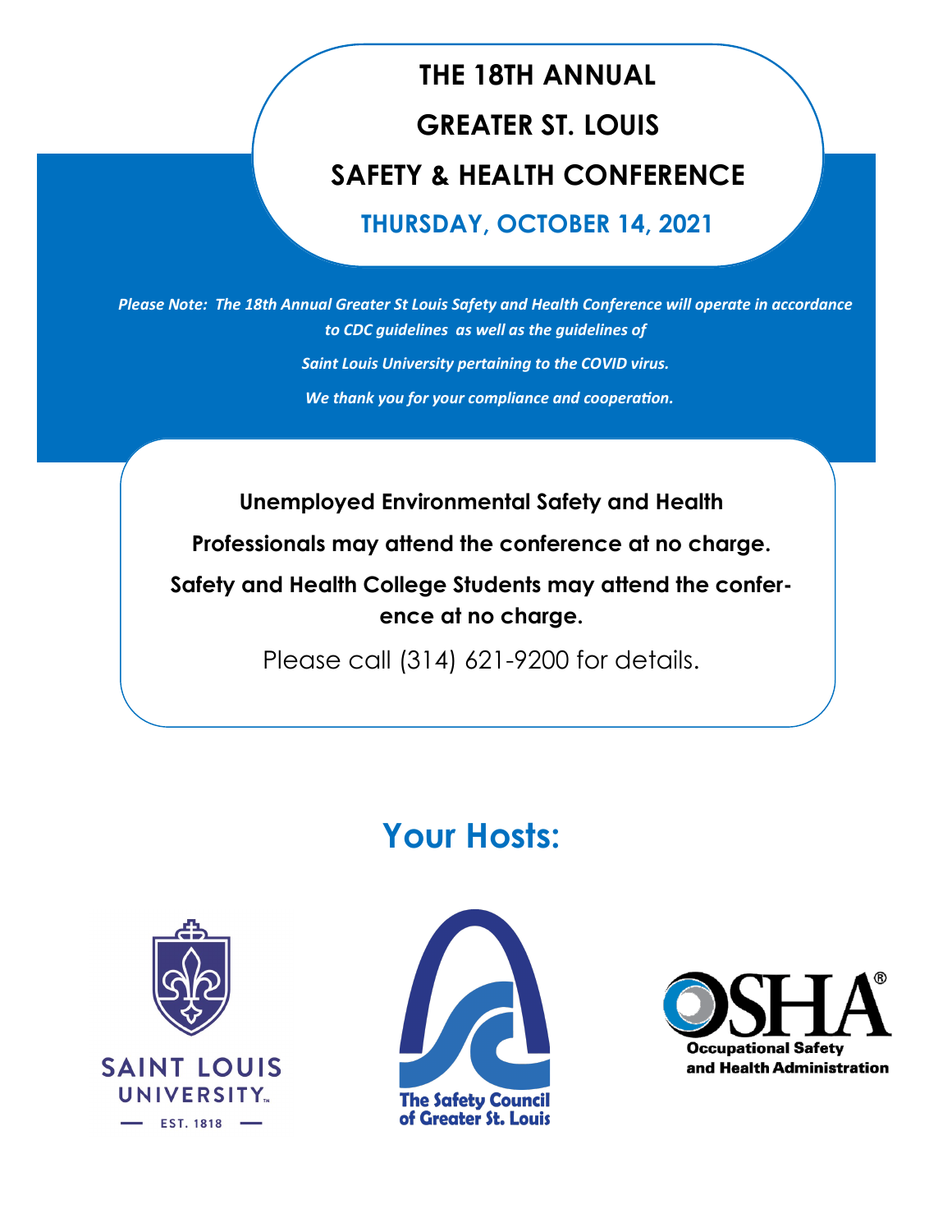# THE 18TH ANNUAL

# GREATER ST. LOUIS

# SAFETY & HEALTH CONFERENCE

## THURSDAY, OCTOBER 14, 2021

*Please Note: The 18th Annual Greater St Louis Safety and Health Conference will operate in accordance to CDC guidelines as well as the guidelines of*

*Saint Louis University pertaining to the COVID virus.*

*We thank you for your compliance and cooperation.*

**Unemployed Environmental Safety and Health**

**Professionals may attend the conference at no charge.**

**Safety and Health College Students may attend the conference at no charge.**

Please call (314) 621-9200 for details.

## Your Hosts:

SAINT LOUIS UNIVERSITY
EST. 1818

The Safety Council of Greater St. Louis

OSHA®
Occupational Safety and Health Administration